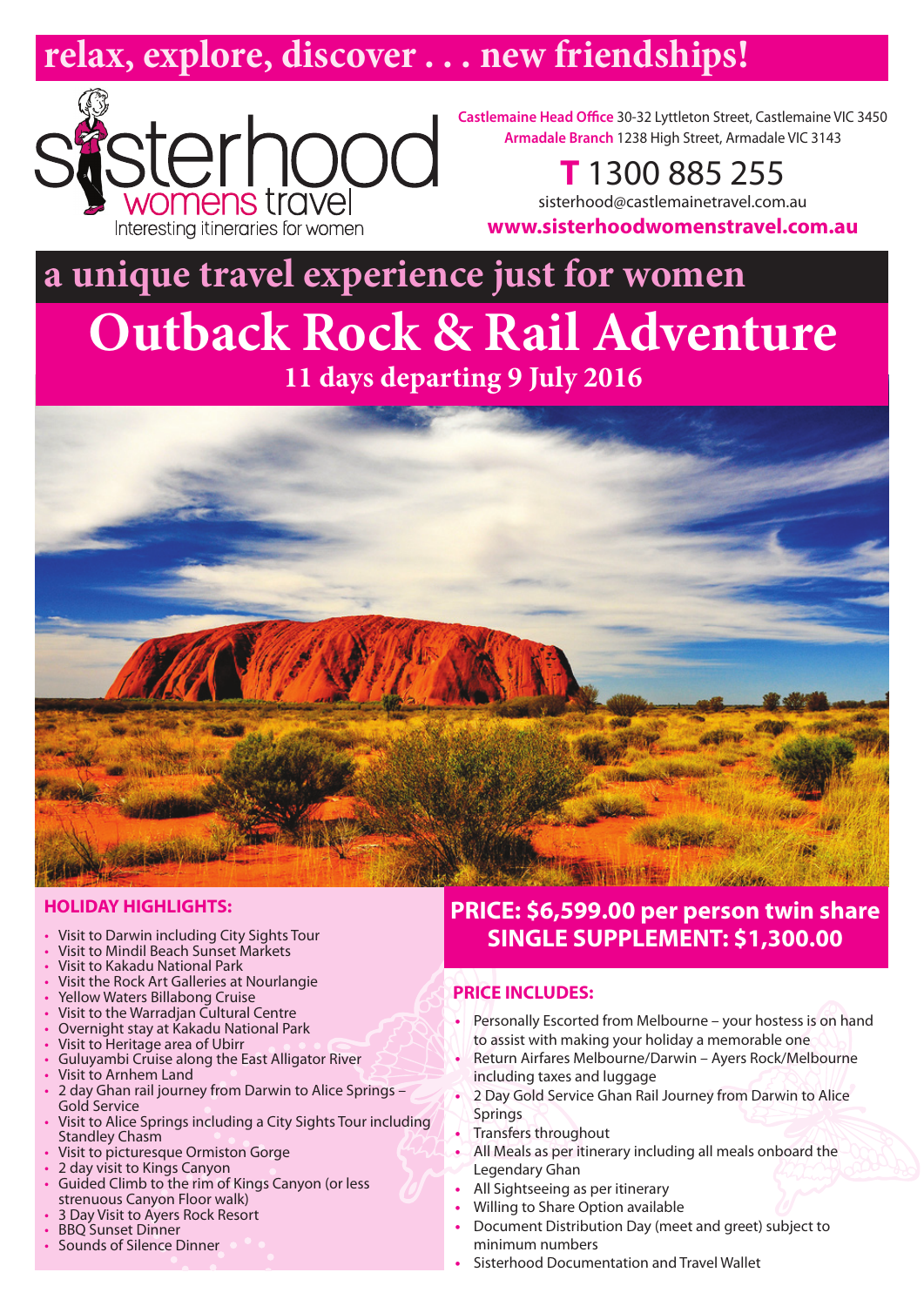# relax, explore, discover . . . new friendships!

sisterhood womens travel
Interesting itineraries for women

**Castlemaine Head Office** 30-32 Lyttleton Street, Castlemaine VIC 3450
**Armadale Branch** 1238 High Street, Armadale VIC 3143

**T** 1300 885 255

sisterhood@castlemainetravel.com.au

**www.sisterhoodwomenstravel.com.au**

## a unique travel experience just for women

# Outback Rock & Rail Adventure

### 11 days departing 9 July 2016

### HOLIDAY HIGHLIGHTS:

- Visit to Darwin including City Sights Tour
- Visit to Mindil Beach Sunset Markets
- Visit to Kakadu National Park
- Visit the Rock Art Galleries at Nourlangie
- Yellow Waters Billabong Cruise
- Visit to the Warradjan Cultural Centre
- Overnight stay at Kakadu National Park
- Visit to Heritage area of Ubirr
- Guluyambi Cruise along the East Alligator River
- Visit to Arnhem Land
- 2 day Ghan rail journey from Darwin to Alice Springs – Gold Service
- Visit to Alice Springs including a City Sights Tour including Standley Chasm
- Visit to picturesque Ormiston Gorge
- 2 day visit to Kings Canyon
- Guided Climb to the rim of Kings Canyon (or less strenuous Canyon Floor walk)
- 3 Day Visit to Ayers Rock Resort
- BBQ Sunset Dinner
- Sounds of Silence Dinner

### PRICE: $6,599.00 per person twin share
### SINGLE SUPPLEMENT: $1,300.00

### PRICE INCLUDES:

- Personally Escorted from Melbourne – your hostess is on hand to assist with making your holiday a memorable one
- Return Airfares Melbourne/Darwin – Ayers Rock/Melbourne including taxes and luggage
- 2 Day Gold Service Ghan Rail Journey from Darwin to Alice Springs
- Transfers throughout
- All Meals as per itinerary including all meals onboard the Legendary Ghan
- All Sightseeing as per itinerary
- Willing to Share Option available
- Document Distribution Day (meet and greet) subject to minimum numbers
- Sisterhood Documentation and Travel Wallet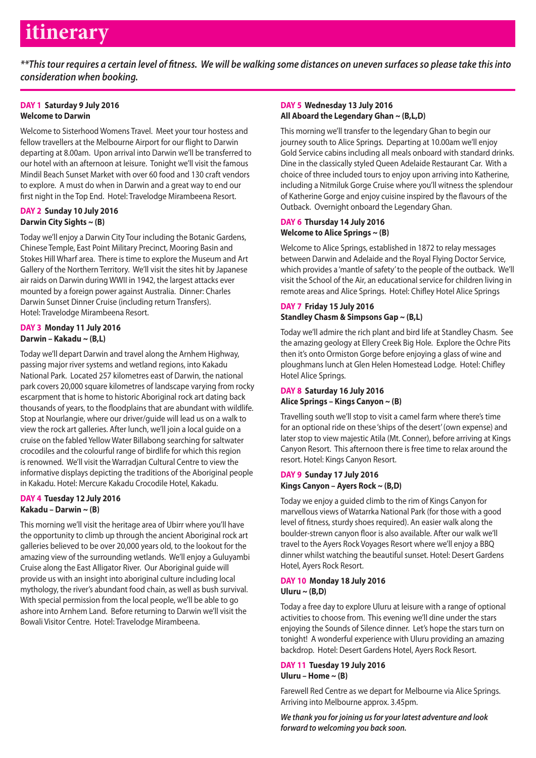# itinerary

***This tour requires a certain level of fitness. We will be walking some distances on uneven surfaces so please take this into consideration when booking.**

**DAY 1 Saturday 9 July 2016**
**Welcome to Darwin**

Welcome to Sisterhood Womens Travel. Meet your tour hostess and fellow travellers at the Melbourne Airport for our flight to Darwin departing at 8.00am. Upon arrival into Darwin we'll be transferred to our hotel with an afternoon at leisure. Tonight we'll visit the famous Mindil Beach Sunset Market with over 60 food and 130 craft vendors to explore. A must do when in Darwin and a great way to end our first night in the Top End. Hotel: Travelodge Mirambeena Resort.

**DAY 2 Sunday 10 July 2016**
**Darwin City Sights ~ (B)**

Today we'll enjoy a Darwin City Tour including the Botanic Gardens, Chinese Temple, East Point Military Precinct, Mooring Basin and Stokes Hill Wharf area. There is time to explore the Museum and Art Gallery of the Northern Territory. We'll visit the sites hit by Japanese air raids on Darwin during WWII in 1942, the largest attacks ever mounted by a foreign power against Australia. Dinner: Charles Darwin Sunset Dinner Cruise (including return Transfers). Hotel: Travelodge Mirambeena Resort.

**DAY 3 Monday 11 July 2016**
**Darwin – Kakadu ~ (B,L)**

Today we'll depart Darwin and travel along the Arnhem Highway, passing major river systems and wetland regions, into Kakadu National Park. Located 257 kilometres east of Darwin, the national park covers 20,000 square kilometres of landscape varying from rocky escarpment that is home to historic Aboriginal rock art dating back thousands of years, to the floodplains that are abundant with wildlife. Stop at Nourlangie, where our driver/guide will lead us on a walk to view the rock art galleries. After lunch, we'll join a local guide on a cruise on the fabled Yellow Water Billabong searching for saltwater crocodiles and the colourful range of birdlife for which this region is renowned. We'll visit the Warradjan Cultural Centre to view the informative displays depicting the traditions of the Aboriginal people in Kakadu. Hotel: Mercure Kakadu Crocodile Hotel, Kakadu.

**DAY 4 Tuesday 12 July 2016**
**Kakadu – Darwin ~ (B)**

This morning we'll visit the heritage area of Ubirr where you'll have the opportunity to climb up through the ancient Aboriginal rock art galleries believed to be over 20,000 years old, to the lookout for the amazing view of the surrounding wetlands. We'll enjoy a Guluyambi Cruise along the East Alligator River. Our Aboriginal guide will provide us with an insight into aboriginal culture including local mythology, the river's abundant food chain, as well as bush survival. With special permission from the local people, we'll be able to go ashore into Arnhem Land. Before returning to Darwin we'll visit the Bowali Visitor Centre. Hotel: Travelodge Mirambeena.

**DAY 5 Wednesday 13 July 2016**
**All Aboard the Legendary Ghan ~ (B,L,D)**

This morning we'll transfer to the legendary Ghan to begin our journey south to Alice Springs. Departing at 10.00am we'll enjoy Gold Service cabins including all meals onboard with standard drinks. Dine in the classically styled Queen Adelaide Restaurant Car. With a choice of three included tours to enjoy upon arriving into Katherine, including a Nitmiluk Gorge Cruise where you'll witness the splendour of Katherine Gorge and enjoy cuisine inspired by the flavours of the Outback. Overnight onboard the Legendary Ghan.

**DAY 6 Thursday 14 July 2016**
**Welcome to Alice Springs ~ (B)**

Welcome to Alice Springs, established in 1872 to relay messages between Darwin and Adelaide and the Royal Flying Doctor Service, which provides a 'mantle of safety' to the people of the outback. We'll visit the School of the Air, an educational service for children living in remote areas and Alice Springs. Hotel: Chifley Hotel Alice Springs

**DAY 7 Friday 15 July 2016**
**Standley Chasm & Simpsons Gap ~ (B,L)**

Today we'll admire the rich plant and bird life at Standley Chasm. See the amazing geology at Ellery Creek Big Hole. Explore the Ochre Pits then it's onto Ormiston Gorge before enjoying a glass of wine and ploughmans lunch at Glen Helen Homestead Lodge. Hotel: Chifley Hotel Alice Springs.

**DAY 8 Saturday 16 July 2016**
**Alice Springs – Kings Canyon ~ (B)**

Travelling south we'll stop to visit a camel farm where there's time for an optional ride on these 'ships of the desert' (own expense) and later stop to view majestic Atila (Mt. Conner), before arriving at Kings Canyon Resort. This afternoon there is free time to relax around the resort. Hotel: Kings Canyon Resort.

**DAY 9 Sunday 17 July 2016**
**Kings Canyon – Ayers Rock ~ (B,D)**

Today we enjoy a guided climb to the rim of Kings Canyon for marvellous views of Watarrka National Park (for those with a good level of fitness, sturdy shoes required). An easier walk along the boulder-strewn canyon floor is also available. After our walk we'll travel to the Ayers Rock Voyages Resort where we'll enjoy a BBQ dinner whilst watching the beautiful sunset. Hotel: Desert Gardens Hotel, Ayers Rock Resort.

**DAY 10 Monday 18 July 2016**
**Uluru ~ (B,D)**

Today a free day to explore Uluru at leisure with a range of optional activities to choose from. This evening we'll dine under the stars enjoying the Sounds of Silence dinner. Let's hope the stars turn on tonight! A wonderful experience with Uluru providing an amazing backdrop. Hotel: Desert Gardens Hotel, Ayers Rock Resort.

**DAY 11 Tuesday 19 July 2016**
**Uluru – Home ~ (B)**

Farewell Red Centre as we depart for Melbourne via Alice Springs. Arriving into Melbourne approx. 3.45pm.

***We thank you for joining us for your latest adventure and look forward to welcoming you back soon.***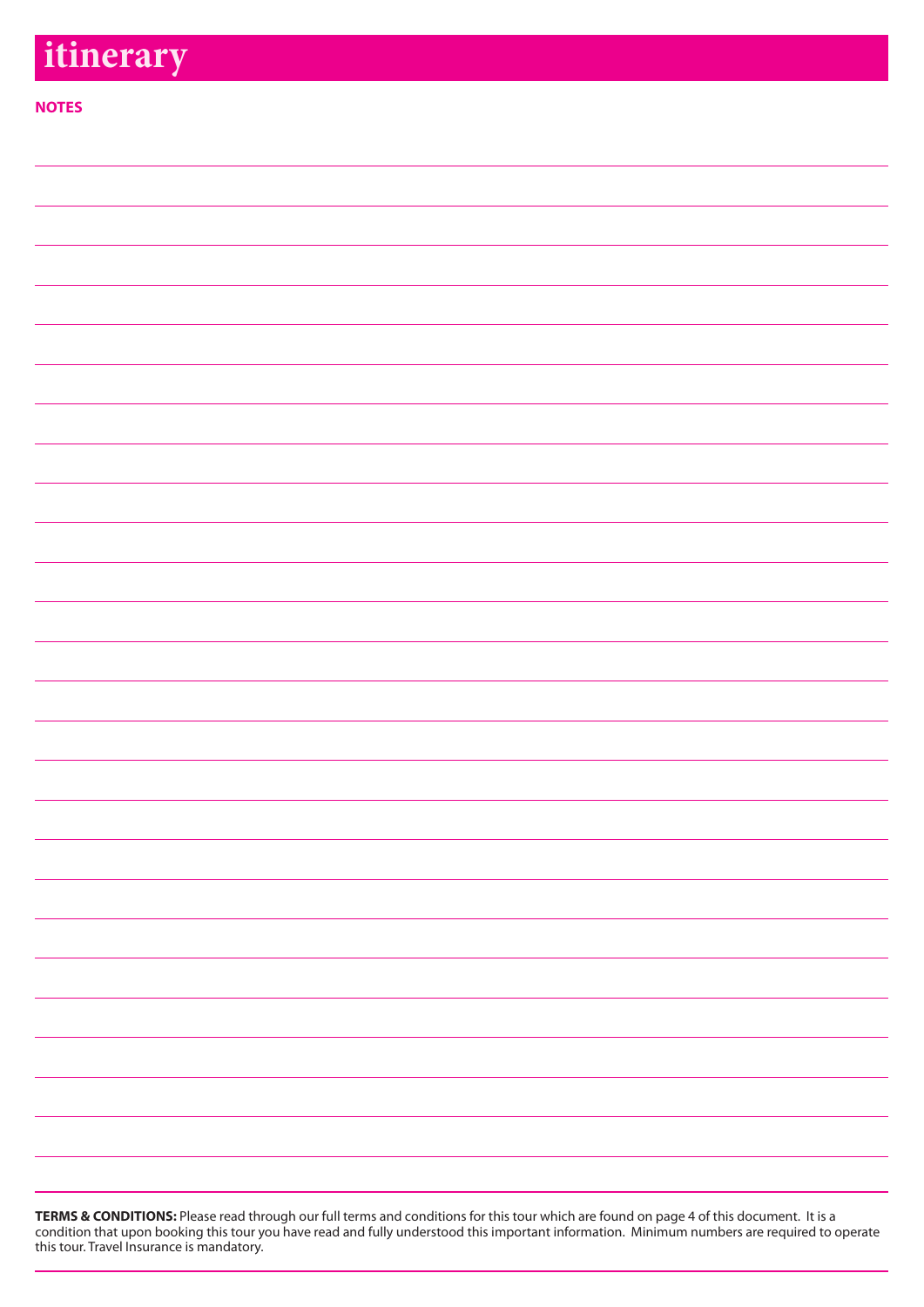# itinerary

**NOTES**

**TERMS & CONDITIONS:** Please read through our full terms and conditions for this tour which are found on page 4 of this document. It is a condition that upon booking this tour you have read and fully understood this important information. Minimum numbers are required to operate this tour. Travel Insurance is mandatory.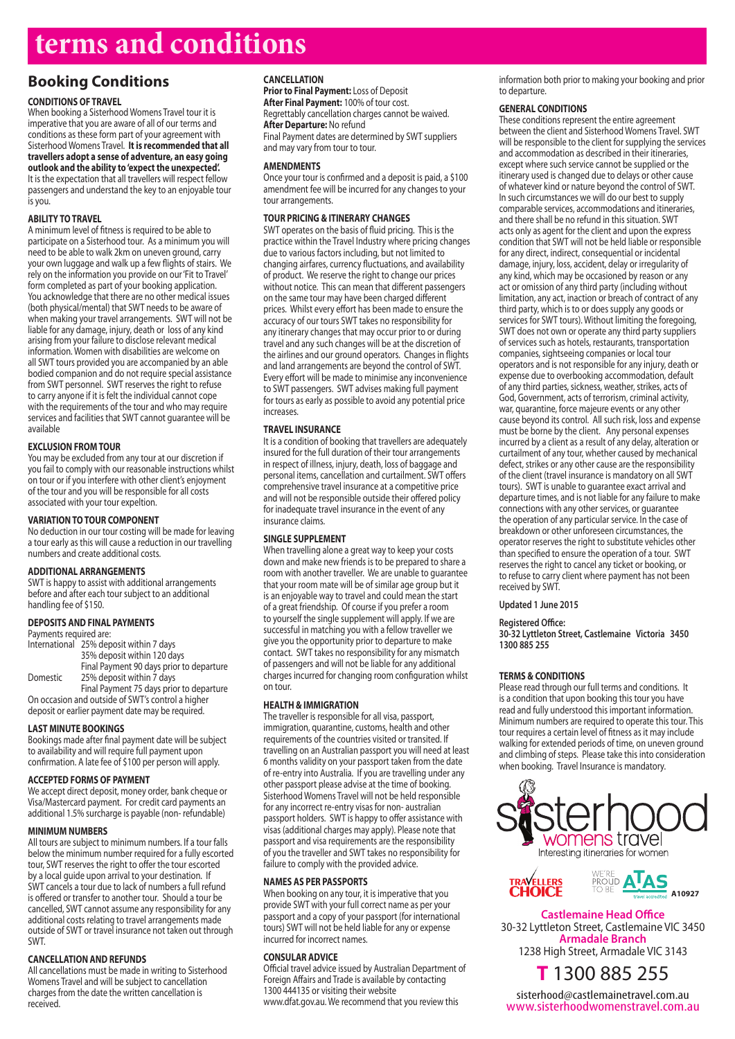# terms and conditions

## Booking Conditions

### CONDITIONS OF TRAVEL

When booking a Sisterhood Womens Travel tour it is imperative that you are aware of all of our terms and conditions as these form part of your agreement with Sisterhood Womens Travel. **It is recommended that all travellers adopt a sense of adventure, an easy going outlook and the ability to 'expect the unexpected'.** It is the expectation that all travellers will respect fellow passengers and understand the key to an enjoyable tour is you.

### ABILITY TO TRAVEL

A minimum level of fitness is required to be able to participate on a Sisterhood tour. As a minimum you will need to be able to walk 2km on uneven ground, carry your own luggage and walk up a few flights of stairs. We rely on the information you provide on our 'Fit to Travel' form completed as part of your booking application. You acknowledge that there are no other medical issues (both physical/mental) that SWT needs to be aware of when making your travel arrangements. SWT will not be liable for any damage, injury, death or loss of any kind arising from your failure to disclose relevant medical information. Women with disabilities are welcome on all SWT tours provided you are accompanied by an able bodied companion and do not require special assistance from SWT personnel. SWT reserves the right to refuse to carry anyone if it is felt the individual cannot cope with the requirements of the tour and who may require services and facilities that SWT cannot guarantee will be available

### EXCLUSION FROM TOUR

You may be excluded from any tour at our discretion if you fail to comply with our reasonable instructions whilst on tour or if you interfere with other client's enjoyment of the tour and you will be responsible for all costs associated with your tour expeltion.

### VARIATION TO TOUR COMPONENT

No deduction in our tour costing will be made for leaving a tour early as this will cause a reduction in our travelling numbers and create additional costs.

### ADDITIONAL ARRANGEMENTS

SWT is happy to assist with additional arrangements before and after each tour subject to an additional handling fee of $150.

### DEPOSITS AND FINAL PAYMENTS

Payments required are:

| | |
|---|---|
| International | 25% deposit within 7 days |
| | 35% deposit within 120 days |
| | Final Payment 90 days prior to departure |
| Domestic | 25% deposit within 7 days |
| | Final Payment 75 days prior to departure |

On occasion and outside of SWT's control a higher deposit or earlier payment date may be required.

### LAST MINUTE BOOKINGS

Bookings made after final payment date will be subject to availability and will require full payment upon confirmation. A late fee of $100 per person will apply.

### ACCEPTED FORMS OF PAYMENT

We accept direct deposit, money order, bank cheque or Visa/Mastercard payment. For credit card payments an additional 1.5% surcharge is payable (non- refundable)

### MINIMUM NUMBERS

All tours are subject to minimum numbers. If a tour falls below the minimum number required for a fully escorted tour, SWT reserves the right to offer the tour escorted by a local guide upon arrival to your destination. If SWT cancels a tour due to lack of numbers a full refund is offered or transfer to another tour. Should a tour be cancelled, SWT cannot assume any responsibility for any additional costs relating to travel arrangements made outside of SWT or travel insurance not taken out through SWT.

### CANCELLATION AND REFUNDS

All cancellations must be made in writing to Sisterhood Womens Travel and will be subject to cancellation charges from the date the written cancellation is received.

### CANCELLATION

**Prior to Final Payment:** Loss of Deposit
**After Final Payment:** 100% of tour cost.
Regrettably cancellation charges cannot be waived.
**After Departure:** No refund
Final Payment dates are determined by SWT suppliers and may vary from tour to tour.

### AMENDMENTS

Once your tour is confirmed and a deposit is paid, a $100 amendment fee will be incurred for any changes to your tour arrangements.

### TOUR PRICING & ITINERARY CHANGES

SWT operates on the basis of fluid pricing. This is the practice within the Travel Industry where pricing changes due to various factors including, but not limited to changing airfares, currency fluctuations, and availability of product. We reserve the right to change our prices without notice. This can mean that different passengers on the same tour may have been charged different prices. Whilst every effort has been made to ensure the accuracy of our tours SWT takes no responsibility for any itinerary changes that may occur prior to or during travel and any such changes will be at the discretion of the airlines and our ground operators. Changes in flights and land arrangements are beyond the control of SWT. Every effort will be made to minimise any inconvenience to SWT passengers. SWT advises making full payment for tours as early as possible to avoid any potential price increases.

### TRAVEL INSURANCE

It is a condition of booking that travellers are adequately insured for the full duration of their tour arrangements in respect of illness, injury, death, loss of baggage and personal items, cancellation and curtailment. SWT offers comprehensive travel insurance at a competitive price and will not be responsible outside their offered policy for inadequate travel insurance in the event of any insurance claims.

### SINGLE SUPPLEMENT

When travelling alone a great way to keep your costs down and make new friends is to be prepared to share a room with another traveller. We are unable to guarantee that your room mate will be of similar age group but it is an enjoyable way to travel and could mean the start of a great friendship. Of course if you prefer a room to yourself the single supplement will apply. If we are successful in matching you with a fellow traveller we give you the opportunity prior to departure to make contact. SWT takes no responsibility for any mismatch of passengers and will not be liable for any additional charges incurred for changing room configuration whilst on tour.

### HEALTH & IMMIGRATION

The traveller is responsible for all visa, passport, immigration, quarantine, customs, health and other requirements of the countries visited or transited. If travelling on an Australian passport you will need at least 6 months validity on your passport taken from the date of re-entry into Australia. If you are travelling under any other passport please advise at the time of booking. Sisterhood Womens Travel will not be held responsible for any incorrect re-entry visas for non- australian passport holders. SWT is happy to offer assistance with visas (additional charges may apply). Please note that passport and visa requirements are the responsibility of you the traveller and SWT takes no responsibility for failure to comply with the provided advice.

### NAMES AS PER PASSPORTS

When booking on any tour, it is imperative that you provide SWT with your full correct name as per your passport and a copy of your passport (for international tours) SWT will not be held liable for any or expense incurred for incorrect names.

### CONSULAR ADVICE

Official travel advice issued by Australian Department of Foreign Affairs and Trade is available by contacting 1300 444135 or visiting their website www.dfat.gov.au. We recommend that you review this information both prior to making your booking and prior to departure.

### GENERAL CONDITIONS

These conditions represent the entire agreement between the client and Sisterhood Womens Travel. SWT will be responsible to the client for supplying the services and accommodation as described in their itineraries, except where such service cannot be supplied or the itinerary used is changed due to delays or other cause of whatever kind or nature beyond the control of SWT. In such circumstances we will do our best to supply comparable services, accommodations and itineraries, and there shall be no refund in this situation. SWT acts only as agent for the client and upon the express condition that SWT will not be held liable or responsible for any direct, indirect, consequential or incidental damage, injury, loss, accident, delay or irregularity of any kind, which may be occasioned by reason or any act or omission of any third party (including without limitation, any act, inaction or breach of contract of any third party, which is to or does supply any goods or services for SWT tours). Without limiting the foregoing, SWT does not own or operate any third party suppliers of services such as hotels, restaurants, transportation companies, sightseeing companies or local tour operators and is not responsible for any injury, death or expense due to overbooking accommodation, default of any third parties, sickness, weather, strikes, acts of God, Government, acts of terrorism, criminal activity, war, quarantine, force majeure events or any other cause beyond its control. All such risk, loss and expense must be borne by the client. Any personal expenses incurred by a client as a result of any delay, alteration or curtailment of any tour, whether caused by mechanical defect, strikes or any other cause are the responsibility of the client (travel insurance is mandatory on all SWT tours). SWT is unable to guarantee exact arrival and departure times, and is not liable for any failure to make connections with any other services, or guarantee the operation of any particular service. In the case of breakdown or other unforeseen circumstances, the operator reserves the right to substitute vehicles other than specified to ensure the operation of a tour. SWT reserves the right to cancel any ticket or booking, or to refuse to carry client where payment has not been received by SWT.

**Updated 1 June 2015**

**Registered Office:**
**30-32 Lyttleton Street, Castlemaine Victoria 3450**
**1300 885 255**

### TERMS & CONDITIONS

Please read through our full terms and conditions. It is a condition that upon booking this tour you have read and fully understood this important information. Minimum numbers are required to operate this tour. This tour requires a certain level of fitness as it may include walking for extended periods of time, on uneven ground and climbing of steps. Please take this into consideration when booking. Travel Insurance is mandatory.

sisterhood womens travel
Interesting itineraries for women

TRAVELLERS CHOICE
WE'RE PROUD TO BE ATAS travel accredited A10927

**Castlemaine Head Office**
30-32 Lyttleton Street, Castlemaine VIC 3450
**Armadale Branch**
1238 High Street, Armadale VIC 3143

**T** 1300 885 255

sisterhood@castlemainetravel.com.au
www.sisterhoodwomenstravel.com.au